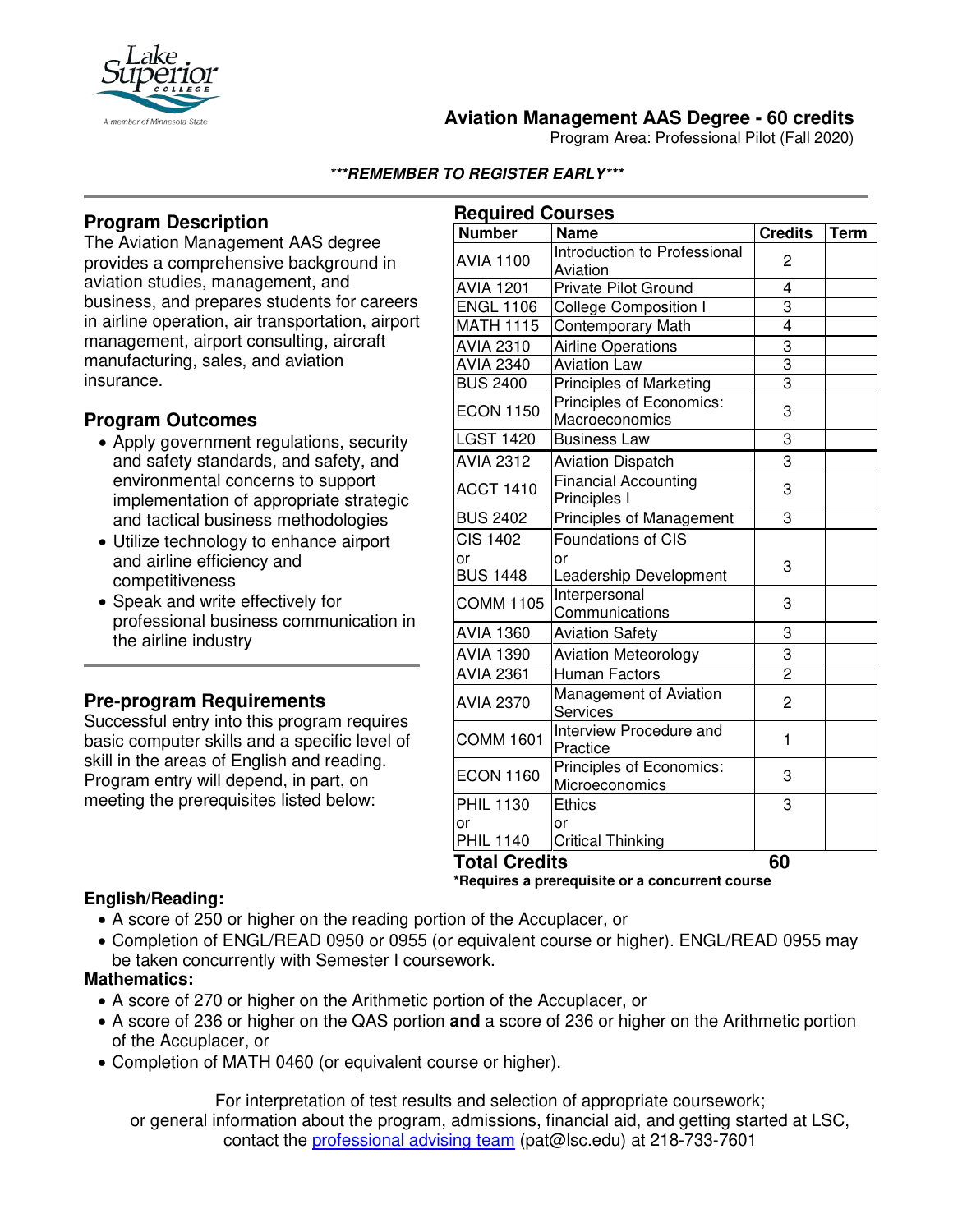# Aviation Management AAS Degree - 60 credits

Program Area: Professional Pilot (Fall 2020)

***REMEMBER TO REGISTER EARLY***

## Program Description

The Aviation Management AAS degree provides a comprehensive background in aviation studies, management, and business, and prepares students for careers in airline operation, air transportation, airport management, airport consulting, aircraft manufacturing, sales, and aviation insurance.

## Program Outcomes

- Apply government regulations, security and safety standards, and safety, and environmental concerns to support implementation of appropriate strategic and tactical business methodologies
- Utilize technology to enhance airport and airline efficiency and competitiveness
- Speak and write effectively for professional business communication in the airline industry

## Pre-program Requirements

Successful entry into this program requires basic computer skills and a specific level of skill in the areas of English and reading. Program entry will depend, in part, on meeting the prerequisites listed below:

## Required Courses

| Number | Name | Credits | Term |
|---|---|---|---|
| AVIA 1100 | Introduction to Professional Aviation | 2 | |
| AVIA 1201 | Private Pilot Ground | 4 | |
| ENGL 1106 | College Composition I | 3 | |
| MATH 1115 | Contemporary Math | 4 | |
| AVIA 2310 | Airline Operations | 3 | |
| AVIA 2340 | Aviation Law | 3 | |
| BUS 2400 | Principles of Marketing | 3 | |
| ECON 1150 | Principles of Economics: Macroeconomics | 3 | |
| LGST 1420 | Business Law | 3 | |
| AVIA 2312 | Aviation Dispatch | 3 | |
| ACCT 1410 | Financial Accounting Principles I | 3 | |
| BUS 2402 | Principles of Management | 3 | |
| CIS 1402 or BUS 1448 | Foundations of CIS or Leadership Development | 3 | |
| COMM 1105 | Interpersonal Communications | 3 | |
| AVIA 1360 | Aviation Safety | 3 | |
| AVIA 1390 | Aviation Meteorology | 3 | |
| AVIA 2361 | Human Factors | 2 | |
| AVIA 2370 | Management of Aviation Services | 2 | |
| COMM 1601 | Interview Procedure and Practice | 1 | |
| ECON 1160 | Principles of Economics: Microeconomics | 3 | |
| PHIL 1130 or PHIL 1140 | Ethics or Critical Thinking | 3 | |
| **Total Credits** | | **60** | |

*Requires a prerequisite or a concurrent course

### English/Reading:

- A score of 250 or higher on the reading portion of the Accuplacer, or
- Completion of ENGL/READ 0950 or 0955 (or equivalent course or higher). ENGL/READ 0955 may be taken concurrently with Semester I coursework.

### Mathematics:

- A score of 270 or higher on the Arithmetic portion of the Accuplacer, or
- A score of 236 or higher on the QAS portion **and** a score of 236 or higher on the Arithmetic portion of the Accuplacer, or
- Completion of MATH 0460 (or equivalent course or higher).

For interpretation of test results and selection of appropriate coursework; or general information about the program, admissions, financial aid, and getting started at LSC, contact the professional advising team (pat@lsc.edu) at 218-733-7601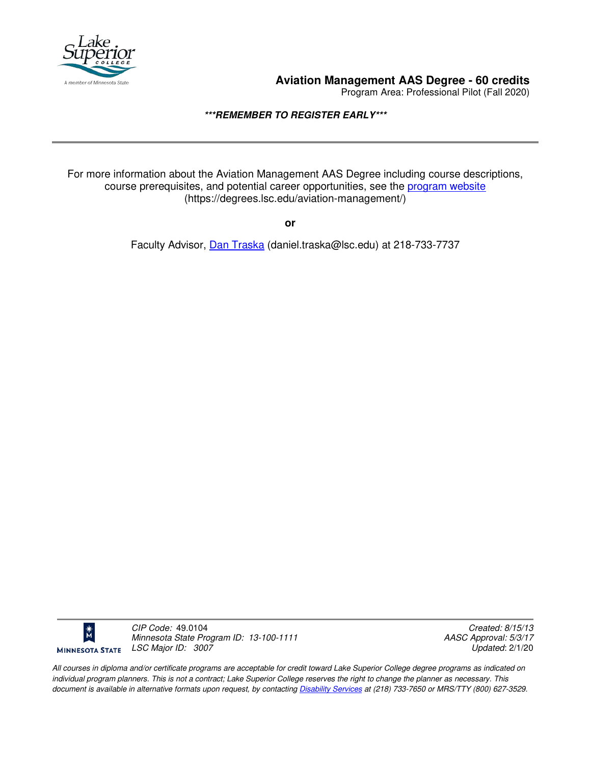# Aviation Management AAS Degree - 60 credits

Program Area: Professional Pilot (Fall 2020)

***REMEMBER TO REGISTER EARLY***

---

For more information about the Aviation Management AAS Degree including course descriptions, course prerequisites, and potential career opportunities, see the [program website](https://degrees.lsc.edu/aviation-management/) (https://degrees.lsc.edu/aviation-management/)

**or**

Faculty Advisor, [Dan Traska](mailto:daniel.traska@lsc.edu) (daniel.traska@lsc.edu) at 218-733-7737

---

*CIP Code:* 49.0104
*Minnesota State Program ID: 13-100-1111*
*LSC Major ID: 3007*

*Created: 8/15/13*
*AASC Approval: 5/3/17*
*Updated*: 2/1/20

*All courses in diploma and/or certificate programs are acceptable for credit toward Lake Superior College degree programs as indicated on individual program planners. This is not a contract; Lake Superior College reserves the right to change the planner as necessary. This document is available in alternative formats upon request, by contacting [Disability Services](#) at (218) 733-7650 or MRS/TTY (800) 627-3529.*